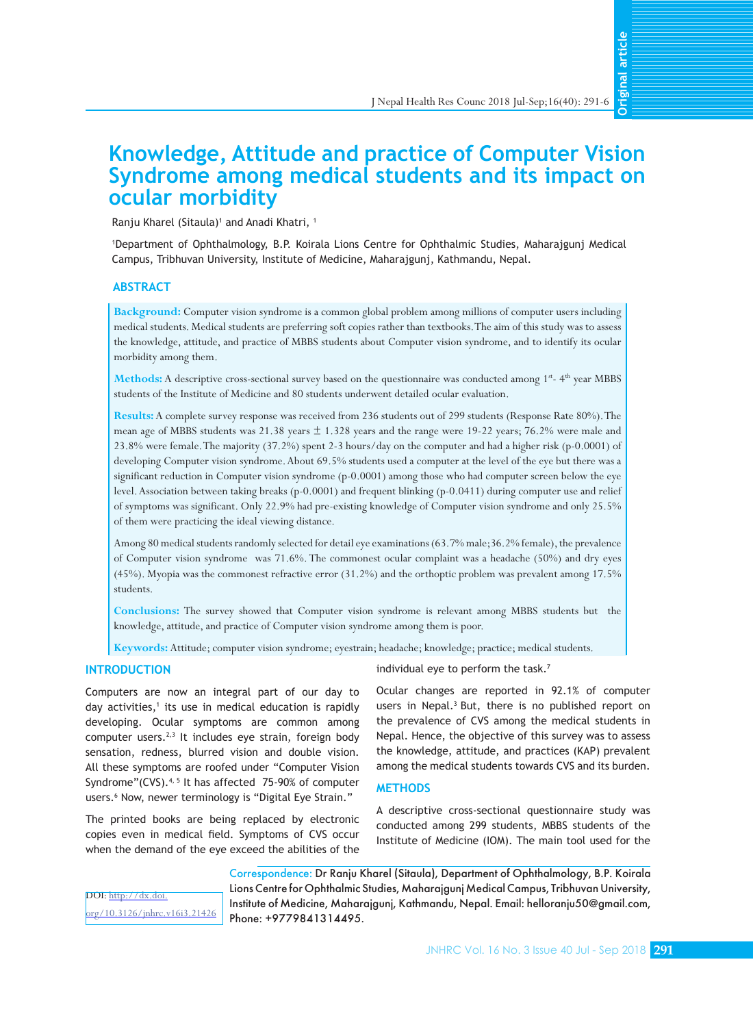# Knowledge, Attitude and practice of Computer Vision Syndrome among medical students and its impact on ocular morbidity

Ranju Kharel (Sitaula)[1] and Anadi Khatri, [1]

[1]Department of Ophthalmology, B.P. Koirala Lions Centre for Ophthalmic Studies, Maharajgunj Medical Campus, Tribhuvan University, Institute of Medicine, Maharajgunj, Kathmandu, Nepal.

## ABSTRACT

**Background:** Computer vision syndrome is a common global problem among millions of computer users including medical students. Medical students are preferring soft copies rather than textbooks. The aim of this study was to assess the knowledge, attitude, and practice of MBBS students about Computer vision syndrome, and to identify its ocular morbidity among them.

**Methods:** A descriptive cross-sectional survey based on the questionnaire was conducted among 1st- 4th year MBBS students of the Institute of Medicine and 80 students underwent detailed ocular evaluation.

**Results:** A complete survey response was received from 236 students out of 299 students (Response Rate 80%). The mean age of MBBS students was 21.38 years ± 1.328 years and the range were 19-22 years; 76.2% were male and 23.8% were female. The majority (37.2%) spent 2-3 hours/day on the computer and had a higher risk (p-0.0001) of developing Computer vision syndrome. About 69.5% students used a computer at the level of the eye but there was a significant reduction in Computer vision syndrome (p-0.0001) among those who had computer screen below the eye level. Association between taking breaks (p-0.0001) and frequent blinking (p-0.0411) during computer use and relief of symptoms was significant. Only 22.9% had pre-existing knowledge of Computer vision syndrome and only 25.5% of them were practicing the ideal viewing distance.

Among 80 medical students randomly selected for detail eye examinations (63.7% male; 36.2% female), the prevalence of Computer vision syndrome was 71.6%. The commonest ocular complaint was a headache (50%) and dry eyes (45%). Myopia was the commonest refractive error (31.2%) and the orthoptic problem was prevalent among 17.5% students.

**Conclusions:** The survey showed that Computer vision syndrome is relevant among MBBS students but the knowledge, attitude, and practice of Computer vision syndrome among them is poor.

**Keywords:** Attitude; computer vision syndrome; eyestrain; headache; knowledge; practice; medical students.

## INTRODUCTION

Computers are now an integral part of our day to day activities,[1] its use in medical education is rapidly developing. Ocular symptoms are common among computer users.[2,3] It includes eye strain, foreign body sensation, redness, blurred vision and double vision. All these symptoms are roofed under "Computer Vision Syndrome"(CVS).[4,5] It has affected 75-90% of computer users.[6] Now, newer terminology is "Digital Eye Strain."

The printed books are being replaced by electronic copies even in medical field. Symptoms of CVS occur when the demand of the eye exceed the abilities of the individual eye to perform the task.[7]

Ocular changes are reported in 92.1% of computer users in Nepal.[3] But, there is no published report on the prevalence of CVS among the medical students in Nepal. Hence, the objective of this survey was to assess the knowledge, attitude, and practices (KAP) prevalent among the medical students towards CVS and its burden.

## METHODS

A descriptive cross-sectional questionnaire study was conducted among 299 students, MBBS students of the Institute of Medicine (IOM). The main tool used for the

DOI: http://dx.doi.org/10.3126/jnhrc.v16i3.21426

Correspondence: Dr Ranju Kharel (Sitaula), Department of Ophthalmology, B.P. Koirala Lions Centre for Ophthalmic Studies, Maharajgunj Medical Campus, Tribhuvan University, Institute of Medicine, Maharajgunj, Kathmandu, Nepal. Email: helloranju50@gmail.com, Phone: +9779841314495.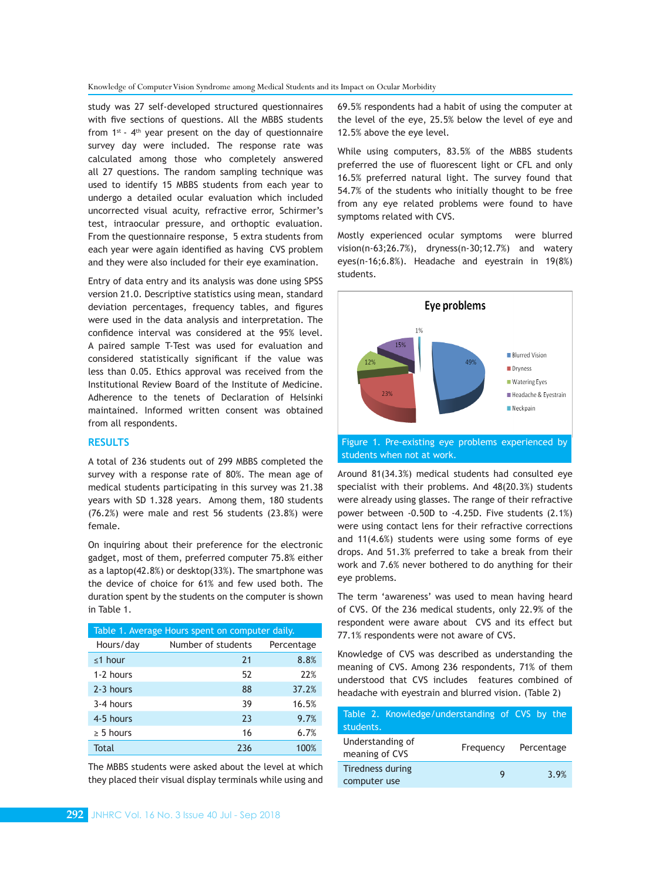study was 27 self-developed structured questionnaires with five sections of questions. All the MBBS students from 1st - 4th year present on the day of questionnaire survey day were included. The response rate was calculated among those who completely answered all 27 questions. The random sampling technique was used to identify 15 MBBS students from each year to undergo a detailed ocular evaluation which included uncorrected visual acuity, refractive error, Schirmer's test, intraocular pressure, and orthoptic evaluation. From the questionnaire response, 5 extra students from each year were again identified as having CVS problem and they were also included for their eye examination.

Entry of data entry and its analysis was done using SPSS version 21.0. Descriptive statistics using mean, standard deviation percentages, frequency tables, and figures were used in the data analysis and interpretation. The confidence interval was considered at the 95% level. A paired sample T-Test was used for evaluation and considered statistically significant if the value was less than 0.05. Ethics approval was received from the Institutional Review Board of the Institute of Medicine. Adherence to the tenets of Declaration of Helsinki maintained. Informed written consent was obtained from all respondents.

## RESULTS

A total of 236 students out of 299 MBBS completed the survey with a response rate of 80%. The mean age of medical students participating in this survey was 21.38 years with SD 1.328 years. Among them, 180 students (76.2%) were male and rest 56 students (23.8%) were female.

On inquiring about their preference for the electronic gadget, most of them, preferred computer 75.8% either as a laptop(42.8%) or desktop(33%). The smartphone was the device of choice for 61% and few used both. The duration spent by the students on the computer is shown in Table 1.

Table 1. Average Hours spent on computer daily.

| Hours/day | Number of students | Percentage |
|---|---|---|
| ≤1 hour | 21 | 8.8% |
| 1-2 hours | 52 | 22% |
| 2-3 hours | 88 | 37.2% |
| 3-4 hours | 39 | 16.5% |
| 4-5 hours | 23 | 9.7% |
| ≥ 5 hours | 16 | 6.7% |
| Total | 236 | 100% |

The MBBS students were asked about the level at which they placed their visual display terminals while using and 69.5% respondents had a habit of using the computer at the level of the eye, 25.5% below the level of eye and 12.5% above the eye level.

While using computers, 83.5% of the MBBS students preferred the use of fluorescent light or CFL and only 16.5% preferred natural light. The survey found that 54.7% of the students who initially thought to be free from any eye related problems were found to have symptoms related with CVS.

Mostly experienced ocular symptoms were blurred vision(n-63;26.7%), dryness(n-30;12.7%) and watery eyes(n-16;6.8%). Headache and eyestrain in 19(8%) students.

Figure 1. Pre-existing eye problems experienced by students when not at work.

Around 81(34.3%) medical students had consulted eye specialist with their problems. And 48(20.3%) students were already using glasses. The range of their refractive power between -0.50D to -4.25D. Five students (2.1%) were using contact lens for their refractive corrections and 11(4.6%) students were using some forms of eye drops. And 51.3% preferred to take a break from their work and 7.6% never bothered to do anything for their eye problems.

The term 'awareness' was used to mean having heard of CVS. Of the 236 medical students, only 22.9% of the respondent were aware about CVS and its effect but 77.1% respondents were not aware of CVS.

Knowledge of CVS was described as understanding the meaning of CVS. Among 236 respondents, 71% of them understood that CVS includes features combined of headache with eyestrain and blurred vision. (Table 2)

Table 2. Knowledge/understanding of CVS by the students.

| Understanding of meaning of CVS | Frequency | Percentage |
|---|---|---|
| Tiredness during computer use | 9 | 3.9% |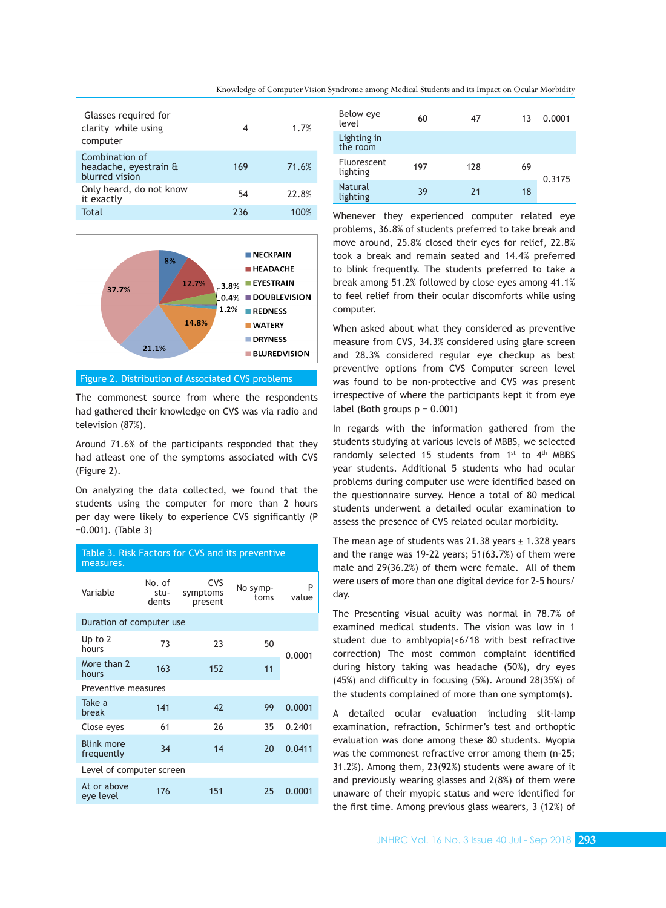| Glasses required for clarity while using computer | 4 | 1.7% |
|---|---|---|
| Combination of headache, eyestrain & blurred vision | 169 | 71.6% |
| Only heard, do not know it exactly | 54 | 22.8% |
| Total | 236 | 100% |

NECKPAIN 8%, HEADACHE 12.7%, EYESTRAIN 3.8%, DOUBLEVISION 0.4%, REDNESS 1.2%, WATERY 14.8%, DRYNESS 21.1%, BLUREDVISION 37.7%

Figure 2. Distribution of Associated CVS problems

The commonest source from where the respondents had gathered their knowledge on CVS was via radio and television (87%).

Around 71.6% of the participants responded that they had atleast one of the symptoms associated with CVS (Figure 2).

On analyzing the data collected, we found that the students using the computer for more than 2 hours per day were likely to experience CVS significantly (P =0.001). (Table 3)

Table 3. Risk Factors for CVS and its preventive measures.

| Variable | No. of students | CVS symptoms present | No symptoms | P value |
|---|---|---|---|---|
| Duration of computer use | | | | |
| Up to 2 hours | 73 | 23 | 50 | 0.0001 |
| More than 2 hours | 163 | 152 | 11 | |
| Preventive measures | | | | |
| Take a break | 141 | 42 | 99 | 0.0001 |
| Close eyes | 61 | 26 | 35 | 0.2401 |
| Blink more frequently | 34 | 14 | 20 | 0.0411 |
| Level of computer screen | | | | |
| At or above eye level | 176 | 151 | 25 | 0.0001 |
| Below eye level | 60 | 47 | 13 | |
| Lighting in the room | | | | |
| Fluorescent lighting | 197 | 128 | 69 | 0.3175 |
| Natural lighting | 39 | 21 | 18 | |

Whenever they experienced computer related eye problems, 36.8% of students preferred to take break and move around, 25.8% closed their eyes for relief, 22.8% took a break and remain seated and 14.4% preferred to blink frequently. The students preferred to take a break among 51.2% followed by close eyes among 41.1% to feel relief from their ocular discomforts while using computer.

When asked about what they considered as preventive measure from CVS, 34.3% considered using glare screen and 28.3% considered regular eye checkup as best preventive options from CVS Computer screen level was found to be non-protective and CVS was present irrespective of where the participants kept it from eye label (Both groups p = 0.001)

In regards with the information gathered from the students studying at various levels of MBBS, we selected randomly selected 15 students from 1st to 4th MBBS year students. Additional 5 students who had ocular problems during computer use were identified based on the questionnaire survey. Hence a total of 80 medical students underwent a detailed ocular examination to assess the presence of CVS related ocular morbidity.

The mean age of students was 21.38 years ± 1.328 years and the range was 19-22 years; 51(63.7%) of them were male and 29(36.2%) of them were female. All of them were users of more than one digital device for 2-5 hours/day.

The Presenting visual acuity was normal in 78.7% of examined medical students. The vision was low in 1 student due to amblyopia(<6/18 with best refractive correction) The most common complaint identified during history taking was headache (50%), dry eyes (45%) and difficulty in focusing (5%). Around 28(35%) of the students complained of more than one symptom(s).

A detailed ocular evaluation including slit-lamp examination, refraction, Schirmer's test and orthoptic evaluation was done among these 80 students. Myopia was the commonest refractive error among them (n-25; 31.2%). Among them, 23(92%) students were aware of it and previously wearing glasses and 2(8%) of them were unaware of their myopic status and were identified for the first time. Among previous glass wearers, 3 (12%) of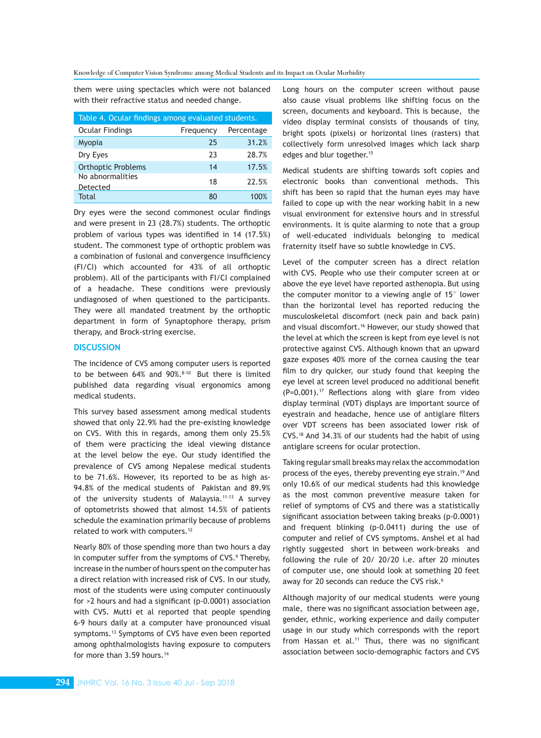them were using spectacles which were not balanced with their refractive status and needed change.

Table 4. Ocular findings among evaluated students.

| Ocular Findings | Frequency | Percentage |
|---|---|---|
| Myopia | 25 | 31.2% |
| Dry Eyes | 23 | 28.7% |
| Orthoptic Problems | 14 | 17.5% |
| No abnormalities Detected | 18 | 22.5% |
| Total | 80 | 100% |

Dry eyes were the second commonest ocular findings and were present in 23 (28.7%) students. The orthoptic problem of various types was identified in 14 (17.5%) student. The commonest type of orthoptic problem was a combination of fusional and convergence insufficiency (FI/CI) which accounted for 43% of all orthoptic problem). All of the participants with FI/CI complained of a headache. These conditions were previously undiagnosed of when questioned to the participants. They were all mandated treatment by the orthoptic department in form of Synaptophore therapy, prism therapy, and Brock-string exercise.

## DISCUSSION

The incidence of CVS among computer users is reported to be between 64% and 90%.[8-10] But there is limited published data regarding visual ergonomics among medical students.

This survey based assessment among medical students showed that only 22.9% had the pre-existing knowledge on CVS. With this in regards, among them only 25.5% of them were practicing the ideal viewing distance at the level below the eye. Our study identified the prevalence of CVS among Nepalese medical students to be 71.6%. However, its reported to be as high as- 94.8% of the medical students of Pakistan and 89.9% of the university students of Malaysia.[11-13] A survey of optometrists showed that almost 14.5% of patients schedule the examination primarily because of problems related to work with computers.[12]

Nearly 80% of those spending more than two hours a day in computer suffer from the symptoms of CVS.[9] Thereby, increase in the number of hours spent on the computer has a direct relation with increased risk of CVS. In our study, most of the students were using computer continuously for >2 hours and had a significant (p-0.0001) association with CVS. Mutti et al reported that people spending 6-9 hours daily at a computer have pronounced visual symptoms.[13] Symptoms of CVS have even been reported among ophthalmologists having exposure to computers for more than 3.59 hours.[14]

Long hours on the computer screen without pause also cause visual problems like shifting focus on the screen, documents and keyboard. This is because, the video display terminal consists of thousands of tiny, bright spots (pixels) or horizontal lines (rasters) that collectively form unresolved images which lack sharp edges and blur together.[15]

Medical students are shifting towards soft copies and electronic books than conventional methods. This shift has been so rapid that the human eyes may have failed to cope up with the near working habit in a new visual environment for extensive hours and in stressful environments. It is quite alarming to note that a group of well-educated individuals belonging to medical fraternity itself have so subtle knowledge in CVS.

Level of the computer screen has a direct relation with CVS. People who use their computer screen at or above the eye level have reported asthenopia. But using the computer monitor to a viewing angle of 15° lower than the horizontal level has reported reducing the musculoskeletal discomfort (neck pain and back pain) and visual discomfort.[16] However, our study showed that the level at which the screen is kept from eye level is not protective against CVS. Although known that an upward gaze exposes 40% more of the cornea causing the tear film to dry quicker, our study found that keeping the eye level at screen level produced no additional benefit (P=0.001).[17] Reflections along with glare from video display terminal (VDT) displays are important source of eyestrain and headache, hence use of antiglare filters over VDT screens has been associated lower risk of CVS.[18] And 34.3% of our students had the habit of using antiglare screens for ocular protection.

Taking regular small breaks may relax the accommodation process of the eyes, thereby preventing eye strain.[19] And only 10.6% of our medical students had this knowledge as the most common preventive measure taken for relief of symptoms of CVS and there was a statistically significant association between taking breaks (p-0.0001) and frequent blinking (p-0.0411) during the use of computer and relief of CVS symptoms. Anshel et al had rightly suggested short in between work-breaks and following the rule of 20/ 20/20 i.e. after 20 minutes of computer use, one should look at something 20 feet away for 20 seconds can reduce the CVS risk.[6]

Although majority of our medical students were young male, there was no significant association between age, gender, ethnic, working experience and daily computer usage in our study which corresponds with the report from Hassan et al.[11] Thus, there was no significant association between socio-demographic factors and CVS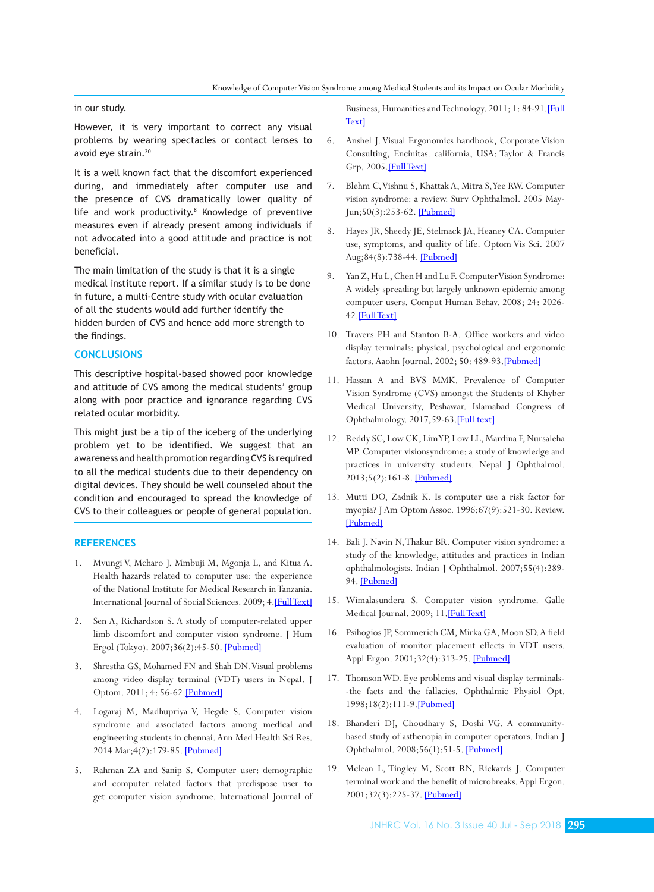in our study.

However, it is very important to correct any visual problems by wearing spectacles or contact lenses to avoid eye strain.[20]

It is a well known fact that the discomfort experienced during, and immediately after computer use and the presence of CVS dramatically lower quality of life and work productivity.[8] Knowledge of preventive measures even if already present among individuals if not advocated into a good attitude and practice is not beneficial.

The main limitation of the study is that it is a single medical institute report. If a similar study is to be done in future, a multi-Centre study with ocular evaluation of all the students would add further identify the hidden burden of CVS and hence add more strength to the findings.

## CONCLUSIONS

This descriptive hospital-based showed poor knowledge and attitude of CVS among the medical students' group along with poor practice and ignorance regarding CVS related ocular morbidity.

This might just be a tip of the iceberg of the underlying problem yet to be identified. We suggest that an awareness and health promotion regarding CVS is required to all the medical students due to their dependency on digital devices. They should be well counseled about the condition and encouraged to spread the knowledge of CVS to their colleagues or people of general population.

## REFERENCES

1. Mvungi V, Mcharo J, Mmbuji M, Mgonja L, and Kitua A. Health hazards related to computer use: the experience of the National Institute for Medical Research in Tanzania. International Journal of Social Sciences. 2009; 4.[Full Text]
2. Sen A, Richardson S. A study of computer-related upper limb discomfort and computer vision syndrome. J Hum Ergol (Tokyo). 2007;36(2):45-50. [Pubmed]
3. Shrestha GS, Mohamed FN and Shah DN. Visual problems among video display terminal (VDT) users in Nepal. J Optom. 2011; 4: 56-62.[Pubmed]
4. Logaraj M, Madhupriya V, Hegde S. Computer vision syndrome and associated factors among medical and engineering students in chennai. Ann Med Health Sci Res. 2014 Mar;4(2):179-85. [Pubmed]
5. Rahman ZA and Sanip S. Computer user: demographic and computer related factors that predispose user to get computer vision syndrome. International Journal of Business, Humanities and Technology. 2011; 1: 84-91.[Full Text]
6. Anshel J. Visual Ergonomics handbook, Corporate Vision Consulting, Encinitas. california, USA: Taylor & Francis Grp, 2005.[Full Text]
7. Blehm C, Vishnu S, Khattak A, Mitra S, Yee RW. Computer vision syndrome: a review. Surv Ophthalmol. 2005 May-Jun;50(3):253-62. [Pubmed]
8. Hayes JR, Sheedy JE, Stelmack JA, Heaney CA. Computer use, symptoms, and quality of life. Optom Vis Sci. 2007 Aug;84(8):738-44. [Pubmed]
9. Yan Z, Hu L, Chen H and Lu F. Computer Vision Syndrome: A widely spreading but largely unknown epidemic among computer users. Comput Human Behav. 2008; 24: 2026-42.[Full Text]
10. Travers PH and Stanton B-A. Office workers and video display terminals: physical, psychological and ergonomic factors. Aaohn Journal. 2002; 50: 489-93.[Pubmed]
11. Hassan A and BVS MMK. Prevalence of Computer Vision Syndrome (CVS) amongst the Students of Khyber Medical University, Peshawar. Islamabad Congress of Ophthalmology. 2017,59-63.[Full text]
12. Reddy SC, Low CK, Lim YP, Low LL, Mardina F, Nursaleha MP. Computer visionsyndrome: a study of knowledge and practices in university students. Nepal J Ophthalmol. 2013;5(2):161-8. [Pubmed]
13. Mutti DO, Zadnik K. Is computer use a risk factor for myopia? J Am Optom Assoc. 1996;67(9):521-30. Review. [Pubmed]
14. Bali J, Navin N, Thakur BR. Computer vision syndrome: a study of the knowledge, attitudes and practices in Indian ophthalmologists. Indian J Ophthalmol. 2007;55(4):289-94. [Pubmed]
15. Wimalasundera S. Computer vision syndrome. Galle Medical Journal. 2009; 11.[Full Text]
16. Psihogios JP, Sommerich CM, Mirka GA, Moon SD. A field evaluation of monitor placement effects in VDT users. Appl Ergon. 2001;32(4):313-25. [Pubmed]
17. Thomson WD. Eye problems and visual display terminals--the facts and the fallacies. Ophthalmic Physiol Opt. 1998;18(2):111-9.[Pubmed]
18. Bhanderi DJ, Choudhary S, Doshi VG. A community-based study of asthenopia in computer operators. Indian J Ophthalmol. 2008;56(1):51-5. [Pubmed]
19. Mclean L, Tingley M, Scott RN, Rickards J. Computer terminal work and the benefit of microbreaks. Appl Ergon. 2001;32(3):225-37. [Pubmed]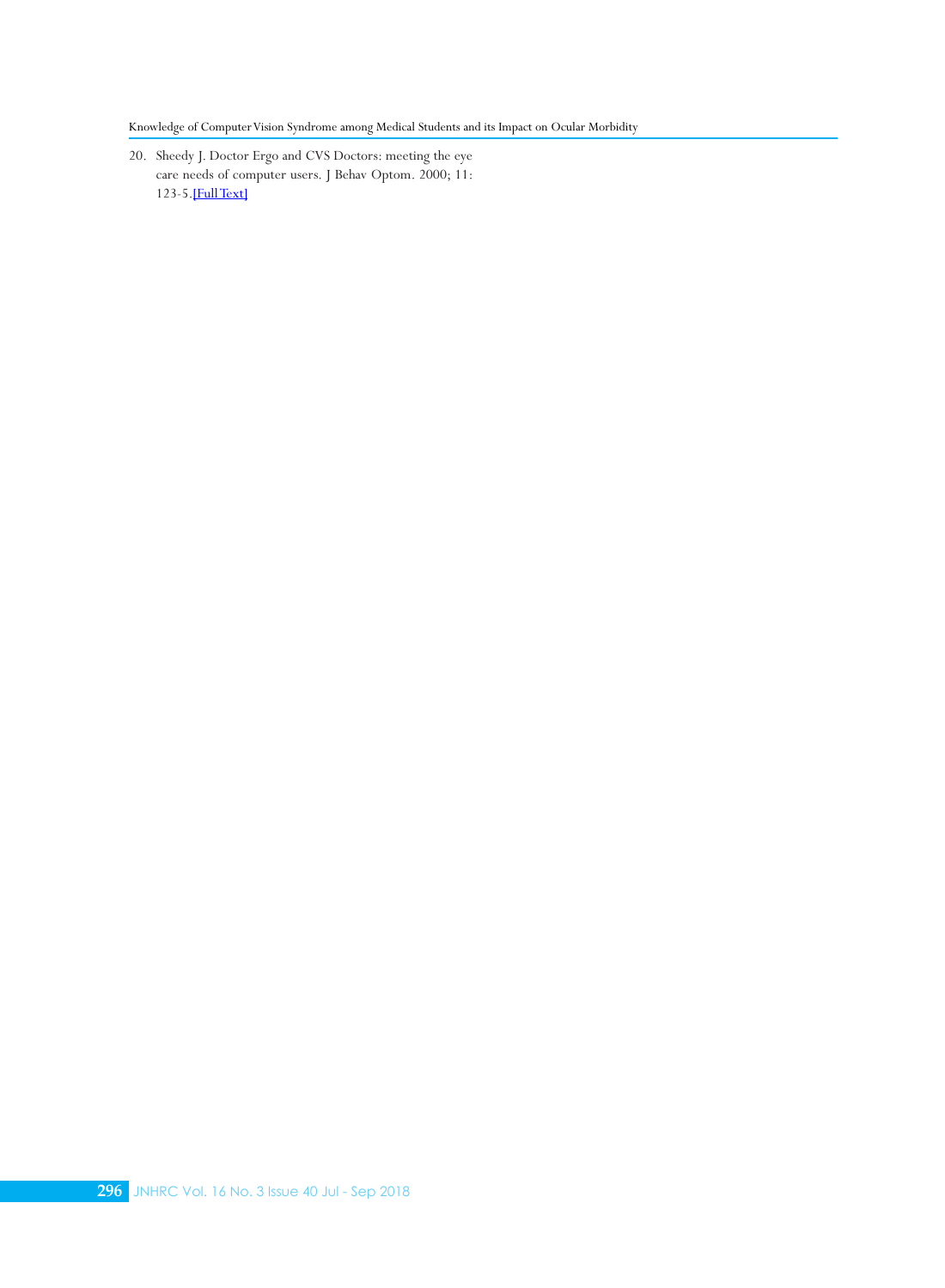20. Sheedy J. Doctor Ergo and CVS Doctors: meeting the eye care needs of computer users. J Behav Optom. 2000; 11: 123-5.[Full Text]